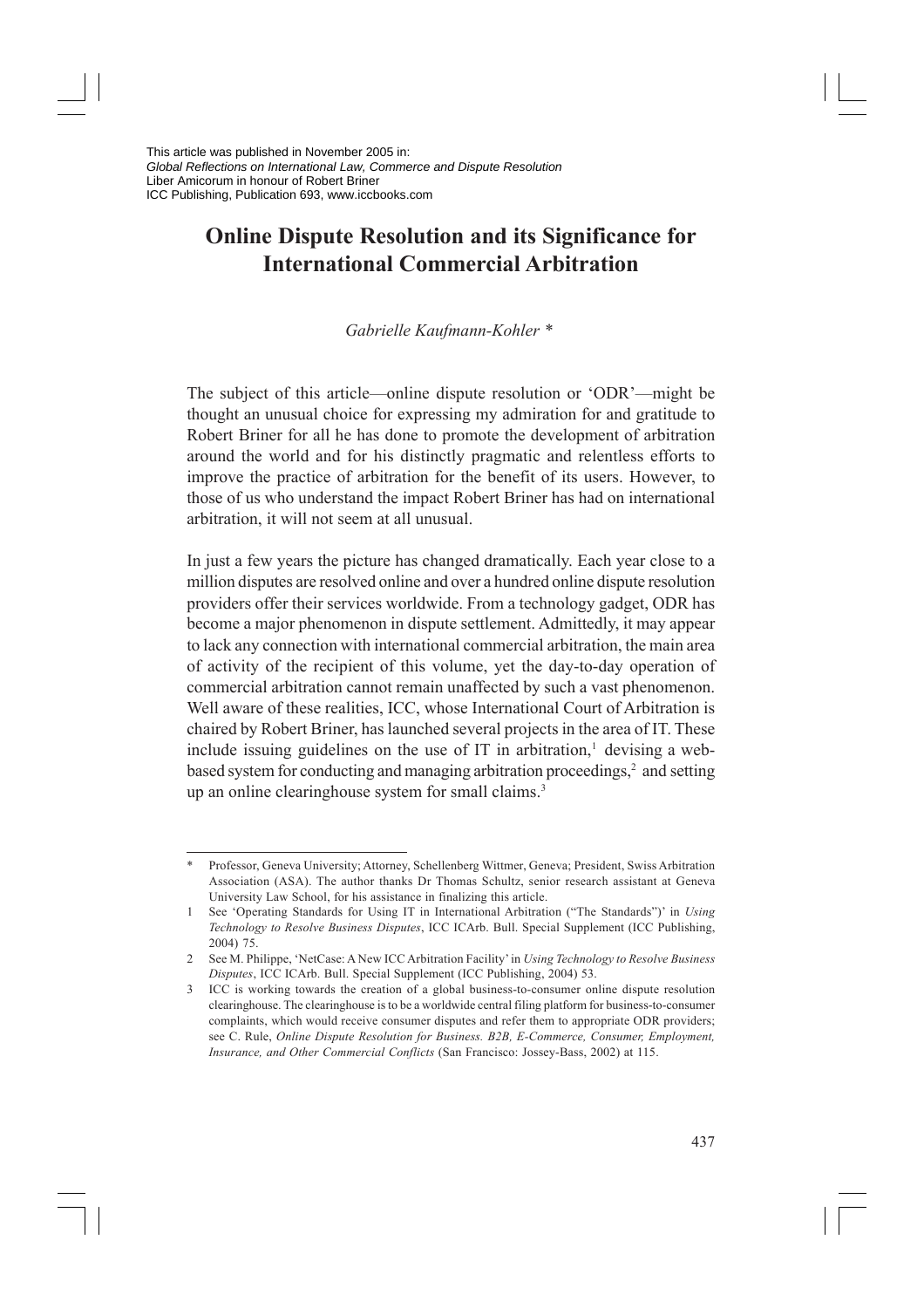This article was published in November 2005 in:
*Global Reflections on International Law, Commerce and Dispute Resolution*
Liber Amicorum in honour of Robert Briner
ICC Publishing, Publication 693, www.iccbooks.com

# Online Dispute Resolution and its Significance for International Commercial Arbitration

*Gabrielle Kaufmann-Kohler* *

The subject of this article—online dispute resolution or 'ODR'—might be thought an unusual choice for expressing my admiration for and gratitude to Robert Briner for all he has done to promote the development of arbitration around the world and for his distinctly pragmatic and relentless efforts to improve the practice of arbitration for the benefit of its users. However, to those of us who understand the impact Robert Briner has had on international arbitration, it will not seem at all unusual.

In just a few years the picture has changed dramatically. Each year close to a million disputes are resolved online and over a hundred online dispute resolution providers offer their services worldwide. From a technology gadget, ODR has become a major phenomenon in dispute settlement. Admittedly, it may appear to lack any connection with international commercial arbitration, the main area of activity of the recipient of this volume, yet the day-to-day operation of commercial arbitration cannot remain unaffected by such a vast phenomenon. Well aware of these realities, ICC, whose International Court of Arbitration is chaired by Robert Briner, has launched several projects in the area of IT. These include issuing guidelines on the use of IT in arbitration,[1] devising a web-based system for conducting and managing arbitration proceedings,[2] and setting up an online clearinghouse system for small claims.[3]

---

\* Professor, Geneva University; Attorney, Schellenberg Wittmer, Geneva; President, Swiss Arbitration Association (ASA). The author thanks Dr Thomas Schultz, senior research assistant at Geneva University Law School, for his assistance in finalizing this article.

1 See 'Operating Standards for Using IT in International Arbitration ("The Standards")' in *Using Technology to Resolve Business Disputes*, ICC ICArb. Bull. Special Supplement (ICC Publishing, 2004) 75.

2 See M. Philippe, 'NetCase: A New ICC Arbitration Facility' in *Using Technology to Resolve Business Disputes*, ICC ICArb. Bull. Special Supplement (ICC Publishing, 2004) 53.

3 ICC is working towards the creation of a global business-to-consumer online dispute resolution clearinghouse. The clearinghouse is to be a worldwide central filing platform for business-to-consumer complaints, which would receive consumer disputes and refer them to appropriate ODR providers; see C. Rule, *Online Dispute Resolution for Business. B2B, E-Commerce, Consumer, Employment, Insurance, and Other Commercial Conflicts* (San Francisco: Jossey-Bass, 2002) at 115.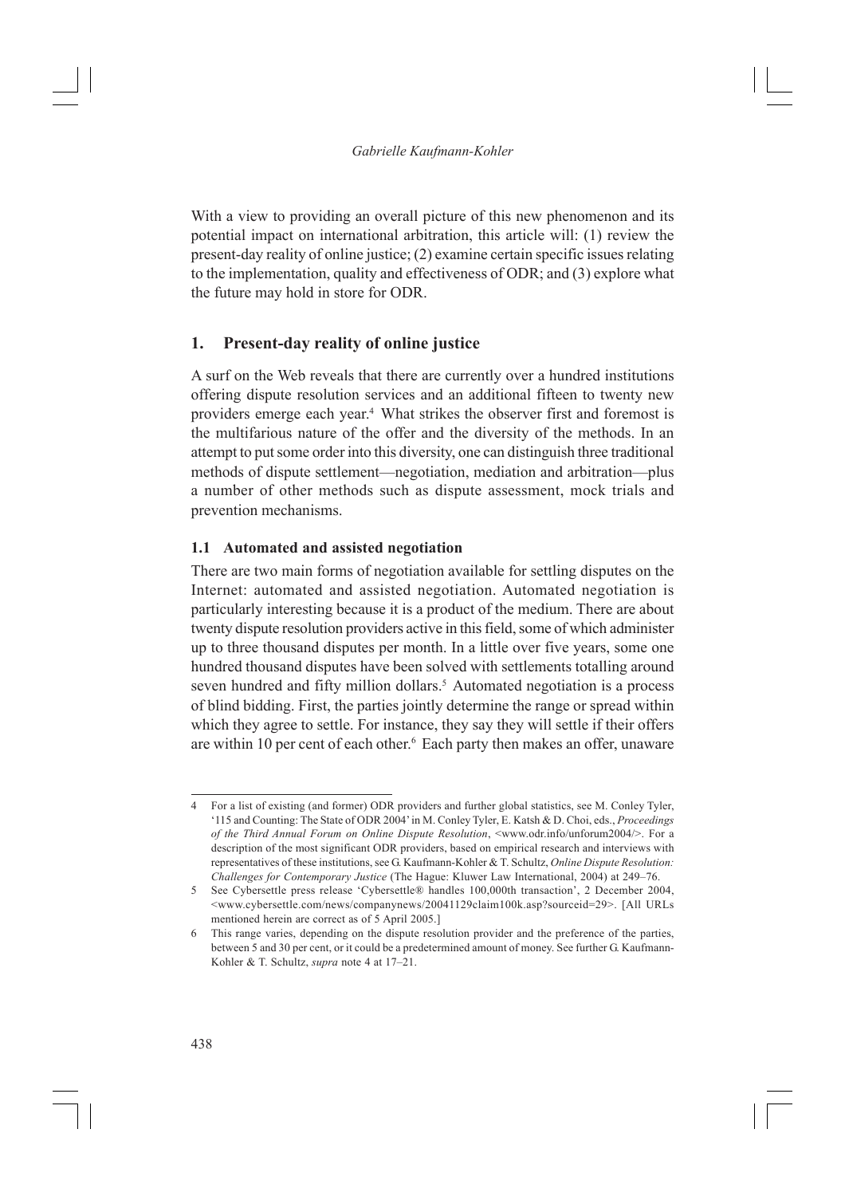With a view to providing an overall picture of this new phenomenon and its potential impact on international arbitration, this article will: (1) review the present-day reality of online justice; (2) examine certain specific issues relating to the implementation, quality and effectiveness of ODR; and (3) explore what the future may hold in store for ODR.

## 1. Present-day reality of online justice

A surf on the Web reveals that there are currently over a hundred institutions offering dispute resolution services and an additional fifteen to twenty new providers emerge each year.[4] What strikes the observer first and foremost is the multifarious nature of the offer and the diversity of the methods. In an attempt to put some order into this diversity, one can distinguish three traditional methods of dispute settlement—negotiation, mediation and arbitration—plus a number of other methods such as dispute assessment, mock trials and prevention mechanisms.

### 1.1 Automated and assisted negotiation

There are two main forms of negotiation available for settling disputes on the Internet: automated and assisted negotiation. Automated negotiation is particularly interesting because it is a product of the medium. There are about twenty dispute resolution providers active in this field, some of which administer up to three thousand disputes per month. In a little over five years, some one hundred thousand disputes have been solved with settlements totalling around seven hundred and fifty million dollars.[5] Automated negotiation is a process of blind bidding. First, the parties jointly determine the range or spread within which they agree to settle. For instance, they say they will settle if their offers are within 10 per cent of each other.[6] Each party then makes an offer, unaware

---

4 For a list of existing (and former) ODR providers and further global statistics, see M. Conley Tyler, '115 and Counting: The State of ODR 2004' in M. Conley Tyler, E. Katsh & D. Choi, eds., *Proceedings of the Third Annual Forum on Online Dispute Resolution*, <www.odr.info/unforum2004/>. For a description of the most significant ODR providers, based on empirical research and interviews with representatives of these institutions, see G. Kaufmann-Kohler & T. Schultz, *Online Dispute Resolution: Challenges for Contemporary Justice* (The Hague: Kluwer Law International, 2004) at 249–76.

5 See Cybersettle press release 'Cybersettle® handles 100,000th transaction', 2 December 2004, <www.cybersettle.com/news/companynews/20041129claim100k.asp?sourceid=29>. [All URLs mentioned herein are correct as of 5 April 2005.]

6 This range varies, depending on the dispute resolution provider and the preference of the parties, between 5 and 30 per cent, or it could be a predetermined amount of money. See further G. Kaufmann-Kohler & T. Schultz, *supra* note 4 at 17–21.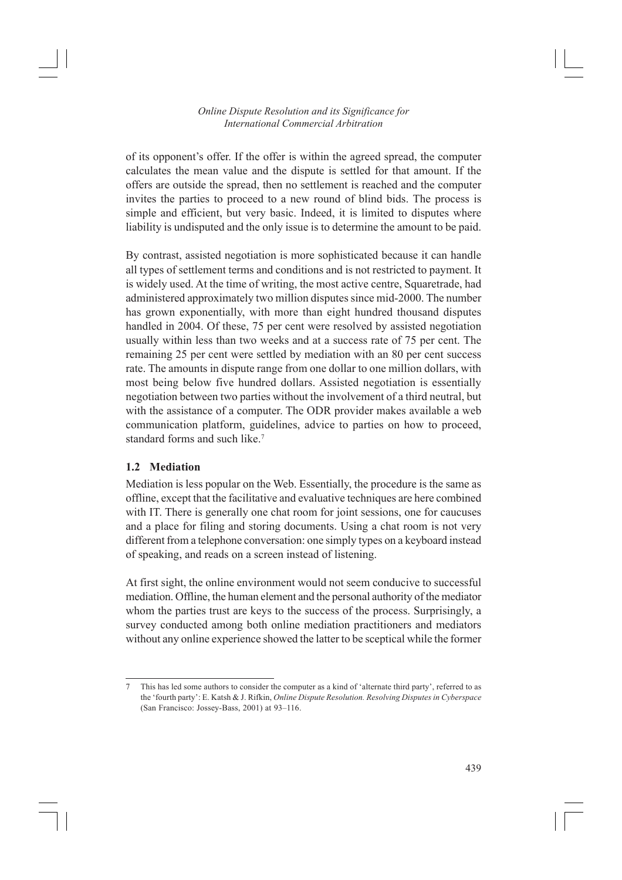of its opponent's offer. If the offer is within the agreed spread, the computer calculates the mean value and the dispute is settled for that amount. If the offers are outside the spread, then no settlement is reached and the computer invites the parties to proceed to a new round of blind bids. The process is simple and efficient, but very basic. Indeed, it is limited to disputes where liability is undisputed and the only issue is to determine the amount to be paid.

By contrast, assisted negotiation is more sophisticated because it can handle all types of settlement terms and conditions and is not restricted to payment. It is widely used. At the time of writing, the most active centre, Squaretrade, had administered approximately two million disputes since mid-2000. The number has grown exponentially, with more than eight hundred thousand disputes handled in 2004. Of these, 75 per cent were resolved by assisted negotiation usually within less than two weeks and at a success rate of 75 per cent. The remaining 25 per cent were settled by mediation with an 80 per cent success rate. The amounts in dispute range from one dollar to one million dollars, with most being below five hundred dollars. Assisted negotiation is essentially negotiation between two parties without the involvement of a third neutral, but with the assistance of a computer. The ODR provider makes available a web communication platform, guidelines, advice to parties on how to proceed, standard forms and such like.[7]

### 1.2 Mediation

Mediation is less popular on the Web. Essentially, the procedure is the same as offline, except that the facilitative and evaluative techniques are here combined with IT. There is generally one chat room for joint sessions, one for caucuses and a place for filing and storing documents. Using a chat room is not very different from a telephone conversation: one simply types on a keyboard instead of speaking, and reads on a screen instead of listening.

At first sight, the online environment would not seem conducive to successful mediation. Offline, the human element and the personal authority of the mediator whom the parties trust are keys to the success of the process. Surprisingly, a survey conducted among both online mediation practitioners and mediators without any online experience showed the latter to be sceptical while the former

---

7 This has led some authors to consider the computer as a kind of 'alternate third party', referred to as the 'fourth party': E. Katsh & J. Rifkin, *Online Dispute Resolution. Resolving Disputes in Cyberspace* (San Francisco: Jossey-Bass, 2001) at 93–116.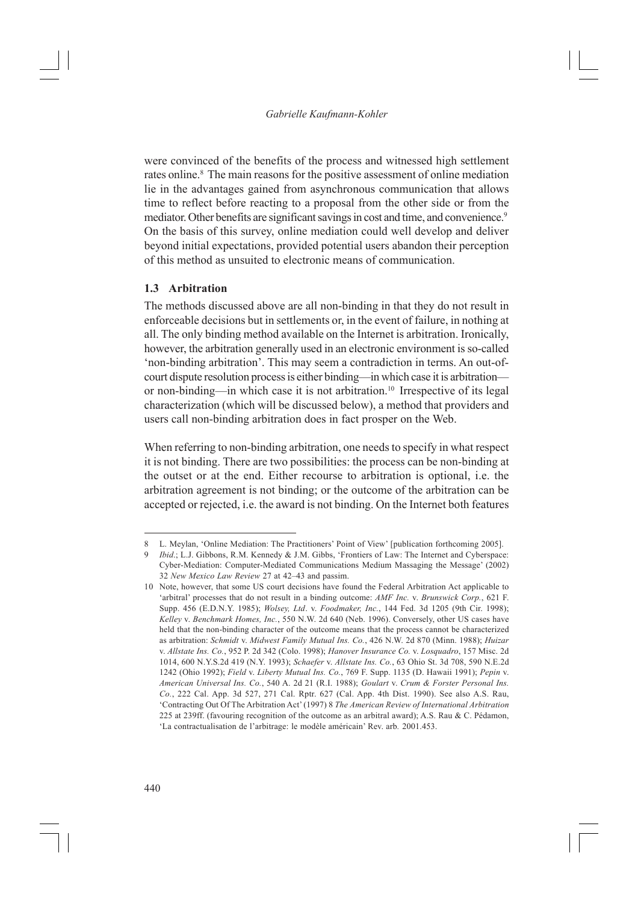were convinced of the benefits of the process and witnessed high settlement rates online.[8] The main reasons for the positive assessment of online mediation lie in the advantages gained from asynchronous communication that allows time to reflect before reacting to a proposal from the other side or from the mediator. Other benefits are significant savings in cost and time, and convenience.[9] On the basis of this survey, online mediation could well develop and deliver beyond initial expectations, provided potential users abandon their perception of this method as unsuited to electronic means of communication.

### 1.3 Arbitration

The methods discussed above are all non-binding in that they do not result in enforceable decisions but in settlements or, in the event of failure, in nothing at all. The only binding method available on the Internet is arbitration. Ironically, however, the arbitration generally used in an electronic environment is so-called 'non-binding arbitration'. This may seem a contradiction in terms. An out-of-court dispute resolution process is either binding—in which case it is arbitration—or non-binding—in which case it is not arbitration.[10] Irrespective of its legal characterization (which will be discussed below), a method that providers and users call non-binding arbitration does in fact prosper on the Web.

When referring to non-binding arbitration, one needs to specify in what respect it is not binding. There are two possibilities: the process can be non-binding at the outset or at the end. Either recourse to arbitration is optional, i.e. the arbitration agreement is not binding; or the outcome of the arbitration can be accepted or rejected, i.e. the award is not binding. On the Internet both features

---

8 L. Meylan, 'Online Mediation: The Practitioners' Point of View' [publication forthcoming 2005].

9 *Ibid.*; L.J. Gibbons, R.M. Kennedy & J.M. Gibbs, 'Frontiers of Law: The Internet and Cyberspace: Cyber-Mediation: Computer-Mediated Communications Medium Massaging the Message' (2002) 32 *New Mexico Law Review* 27 at 42–43 and passim.

10 Note, however, that some US court decisions have found the Federal Arbitration Act applicable to 'arbitral' processes that do not result in a binding outcome: *AMF Inc.* v. *Brunswick Corp.*, 621 F. Supp. 456 (E.D.N.Y. 1985); *Wolsey, Ltd*. v. *Foodmaker, Inc.*, 144 Fed. 3d 1205 (9th Cir. 1998); *Kelley* v. *Benchmark Homes, Inc.*, 550 N.W. 2d 640 (Neb. 1996). Conversely, other US cases have held that the non-binding character of the outcome means that the process cannot be characterized as arbitration: *Schmidt* v. *Midwest Family Mutual Ins. Co.*, 426 N.W. 2d 870 (Minn. 1988); *Huizar* v. *Allstate Ins. Co.*, 952 P. 2d 342 (Colo. 1998); *Hanover Insurance Co.* v. *Losquadro*, 157 Misc. 2d 1014, 600 N.Y.S.2d 419 (N.Y. 1993); *Schaefer* v. *Allstate Ins. Co.*, 63 Ohio St. 3d 708, 590 N.E.2d 1242 (Ohio 1992); *Field* v. *Liberty Mutual Ins. Co.*, 769 F. Supp. 1135 (D. Hawaii 1991); *Pepin* v. *American Universal Ins. Co.*, 540 A. 2d 21 (R.I. 1988); *Goulart* v. *Crum & Forster Personal Ins. Co.*, 222 Cal. App. 3d 527, 271 Cal. Rptr. 627 (Cal. App. 4th Dist. 1990). See also A.S. Rau, 'Contracting Out Of The Arbitration Act' (1997) 8 *The American Review of International Arbitration* 225 at 239ff. (favouring recognition of the outcome as an arbitral award); A.S. Rau & C. Pédamon, 'La contractualisation de l'arbitrage: le modèle américain' Rev. arb. 2001.453.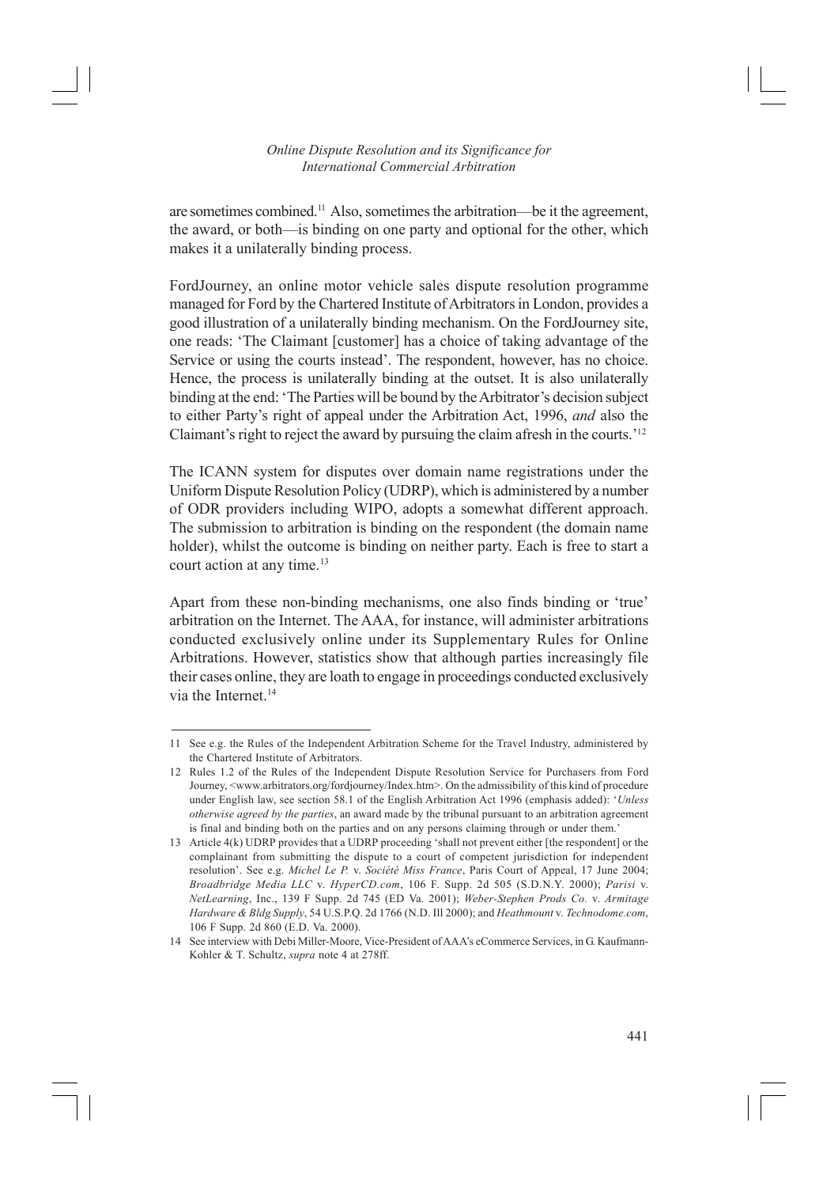are sometimes combined.[11] Also, sometimes the arbitration—be it the agreement, the award, or both—is binding on one party and optional for the other, which makes it a unilaterally binding process.

FordJourney, an online motor vehicle sales dispute resolution programme managed for Ford by the Chartered Institute of Arbitrators in London, provides a good illustration of a unilaterally binding mechanism. On the FordJourney site, one reads: 'The Claimant [customer] has a choice of taking advantage of the Service or using the courts instead'. The respondent, however, has no choice. Hence, the process is unilaterally binding at the outset. It is also unilaterally binding at the end: 'The Parties will be bound by the Arbitrator's decision subject to either Party's right of appeal under the Arbitration Act, 1996, *and* also the Claimant's right to reject the award by pursuing the claim afresh in the courts.'[12]

The ICANN system for disputes over domain name registrations under the Uniform Dispute Resolution Policy (UDRP), which is administered by a number of ODR providers including WIPO, adopts a somewhat different approach. The submission to arbitration is binding on the respondent (the domain name holder), whilst the outcome is binding on neither party. Each is free to start a court action at any time.[13]

Apart from these non-binding mechanisms, one also finds binding or 'true' arbitration on the Internet. The AAA, for instance, will administer arbitrations conducted exclusively online under its Supplementary Rules for Online Arbitrations. However, statistics show that although parties increasingly file their cases online, they are loath to engage in proceedings conducted exclusively via the Internet.[14]

---

11 See e.g. the Rules of the Independent Arbitration Scheme for the Travel Industry, administered by the Chartered Institute of Arbitrators.

12 Rules 1.2 of the Rules of the Independent Dispute Resolution Service for Purchasers from Ford Journey, <www.arbitrators.org/fordjourney/Index.htm>. On the admissibility of this kind of procedure under English law, see section 58.1 of the English Arbitration Act 1996 (emphasis added): '*Unless otherwise agreed by the parties*, an award made by the tribunal pursuant to an arbitration agreement is final and binding both on the parties and on any persons claiming through or under them.'

13 Article 4(k) UDRP provides that a UDRP proceeding 'shall not prevent either [the respondent] or the complainant from submitting the dispute to a court of competent jurisdiction for independent resolution'. See e.g. *Michel Le P.* v. *Société Miss France*, Paris Court of Appeal, 17 June 2004; *Broadbridge Media LLC* v. *HyperCD.com*, 106 F. Supp. 2d 505 (S.D.N.Y. 2000); *Parisi* v. *NetLearning*, Inc., 139 F Supp. 2d 745 (ED Va. 2001); *Weber-Stephen Prods Co.* v. *Armitage Hardware & Bldg Supply*, 54 U.S.P.Q. 2d 1766 (N.D. Ill 2000); and *Heathmount* v. *Technodome.com*, 106 F Supp. 2d 860 (E.D. Va. 2000).

14 See interview with Debi Miller-Moore, Vice-President of AAA's eCommerce Services, in G. Kaufmann-Kohler & T. Schultz, *supra* note 4 at 278ff.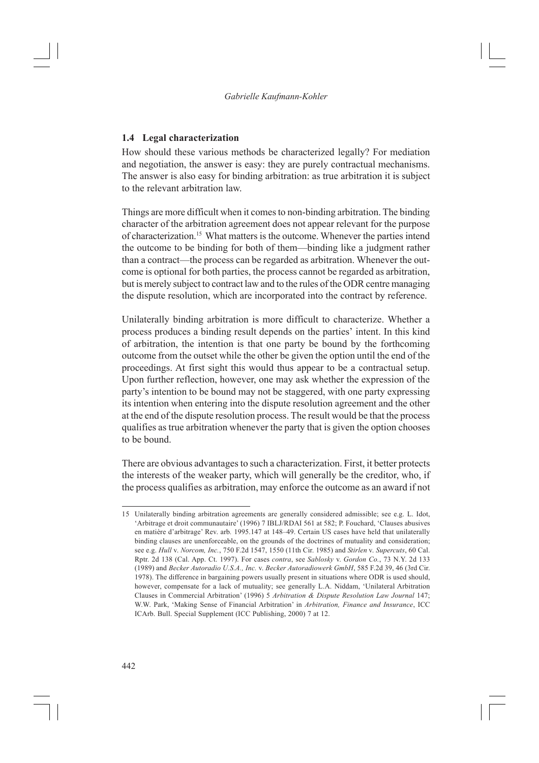### 1.4 Legal characterization

How should these various methods be characterized legally? For mediation and negotiation, the answer is easy: they are purely contractual mechanisms. The answer is also easy for binding arbitration: as true arbitration it is subject to the relevant arbitration law.

Things are more difficult when it comes to non-binding arbitration. The binding character of the arbitration agreement does not appear relevant for the purpose of characterization.[15] What matters is the outcome. Whenever the parties intend the outcome to be binding for both of them—binding like a judgment rather than a contract—the process can be regarded as arbitration. Whenever the outcome is optional for both parties, the process cannot be regarded as arbitration, but is merely subject to contract law and to the rules of the ODR centre managing the dispute resolution, which are incorporated into the contract by reference.

Unilaterally binding arbitration is more difficult to characterize. Whether a process produces a binding result depends on the parties' intent. In this kind of arbitration, the intention is that one party be bound by the forthcoming outcome from the outset while the other be given the option until the end of the proceedings. At first sight this would thus appear to be a contractual setup. Upon further reflection, however, one may ask whether the expression of the party's intention to be bound may not be staggered, with one party expressing its intention when entering into the dispute resolution agreement and the other at the end of the dispute resolution process. The result would be that the process qualifies as true arbitration whenever the party that is given the option chooses to be bound.

There are obvious advantages to such a characterization. First, it better protects the interests of the weaker party, which will generally be the creditor, who, if the process qualifies as arbitration, may enforce the outcome as an award if not

---

15 Unilaterally binding arbitration agreements are generally considered admissible; see e.g. L. Idot, 'Arbitrage et droit communautaire' (1996) 7 IBLJ/RDAI 561 at 582; P. Fouchard, 'Clauses abusives en matière d'arbitrage' Rev. arb. 1995.147 at 148–49. Certain US cases have held that unilaterally binding clauses are unenforceable, on the grounds of the doctrines of mutuality and consideration; see e.g. *Hull* v. *Norcom, Inc.*, 750 F.2d 1547, 1550 (11th Cir. 1985) and *Stirlen* v. *Supercuts*, 60 Cal. Rptr. 2d 138 (Cal. App. Ct. 1997). For cases *contra*, see *Sablosky* v. *Gordon Co.*, 73 N.Y. 2d 133 (1989) and *Becker Autoradio U.S.A., Inc.* v. *Becker Autoradiowerk GmbH*, 585 F.2d 39, 46 (3rd Cir. 1978). The difference in bargaining powers usually present in situations where ODR is used should, however, compensate for a lack of mutuality; see generally L.A. Niddam, 'Unilateral Arbitration Clauses in Commercial Arbitration' (1996) 5 *Arbitration & Dispute Resolution Law Journal* 147; W.W. Park, 'Making Sense of Financial Arbitration' in *Arbitration, Finance and Insurance*, ICC ICArb. Bull. Special Supplement (ICC Publishing, 2000) 7 at 12.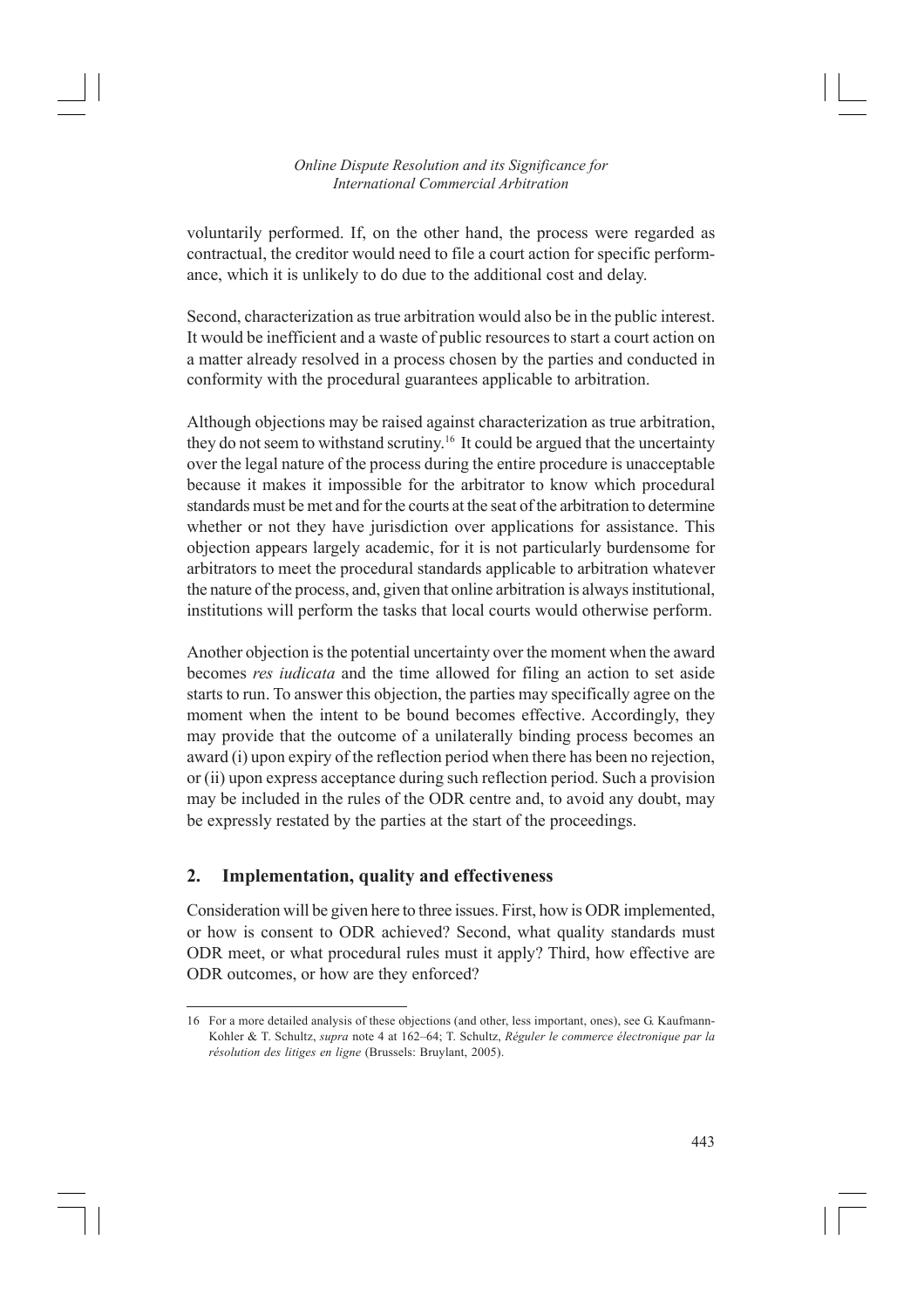voluntarily performed. If, on the other hand, the process were regarded as contractual, the creditor would need to file a court action for specific performance, which it is unlikely to do due to the additional cost and delay.

Second, characterization as true arbitration would also be in the public interest. It would be inefficient and a waste of public resources to start a court action on a matter already resolved in a process chosen by the parties and conducted in conformity with the procedural guarantees applicable to arbitration.

Although objections may be raised against characterization as true arbitration, they do not seem to withstand scrutiny.[16] It could be argued that the uncertainty over the legal nature of the process during the entire procedure is unacceptable because it makes it impossible for the arbitrator to know which procedural standards must be met and for the courts at the seat of the arbitration to determine whether or not they have jurisdiction over applications for assistance. This objection appears largely academic, for it is not particularly burdensome for arbitrators to meet the procedural standards applicable to arbitration whatever the nature of the process, and, given that online arbitration is always institutional, institutions will perform the tasks that local courts would otherwise perform.

Another objection is the potential uncertainty over the moment when the award becomes *res iudicata* and the time allowed for filing an action to set aside starts to run. To answer this objection, the parties may specifically agree on the moment when the intent to be bound becomes effective. Accordingly, they may provide that the outcome of a unilaterally binding process becomes an award (i) upon expiry of the reflection period when there has been no rejection, or (ii) upon express acceptance during such reflection period. Such a provision may be included in the rules of the ODR centre and, to avoid any doubt, may be expressly restated by the parties at the start of the proceedings.

## 2. Implementation, quality and effectiveness

Consideration will be given here to three issues. First, how is ODR implemented, or how is consent to ODR achieved? Second, what quality standards must ODR meet, or what procedural rules must it apply? Third, how effective are ODR outcomes, or how are they enforced?

---

16 For a more detailed analysis of these objections (and other, less important, ones), see G. Kaufmann-Kohler & T. Schultz, *supra* note 4 at 162–64; T. Schultz, *Réguler le commerce électronique par la résolution des litiges en ligne* (Brussels: Bruylant, 2005).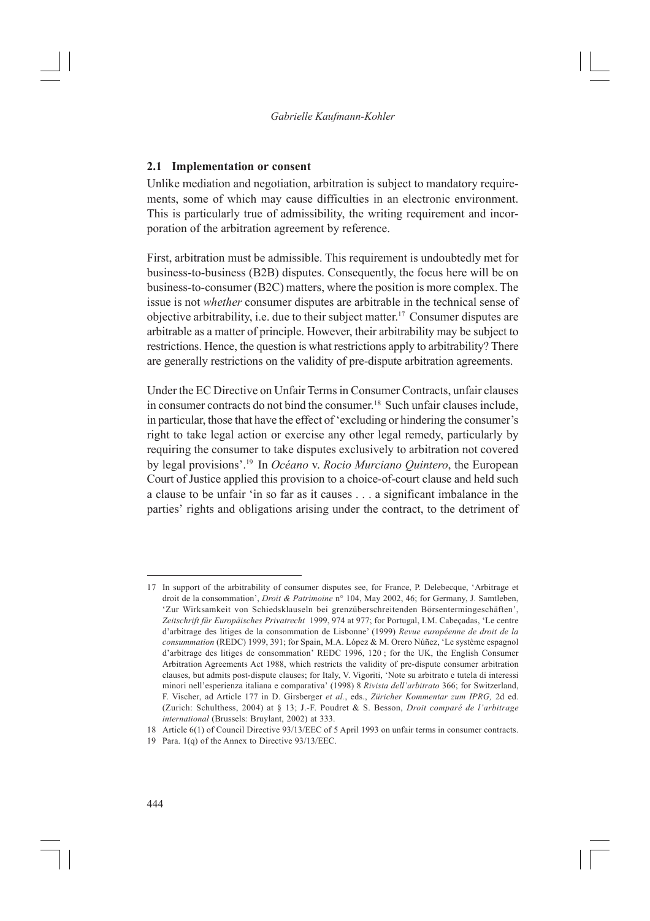## 2.1 Implementation or consent

Unlike mediation and negotiation, arbitration is subject to mandatory requirements, some of which may cause difficulties in an electronic environment. This is particularly true of admissibility, the writing requirement and incorporation of the arbitration agreement by reference.

First, arbitration must be admissible. This requirement is undoubtedly met for business-to-business (B2B) disputes. Consequently, the focus here will be on business-to-consumer (B2C) matters, where the position is more complex. The issue is not *whether* consumer disputes are arbitrable in the technical sense of objective arbitrability, i.e. due to their subject matter.[17] Consumer disputes are arbitrable as a matter of principle. However, their arbitrability may be subject to restrictions. Hence, the question is what restrictions apply to arbitrability? There are generally restrictions on the validity of pre-dispute arbitration agreements.

Under the EC Directive on Unfair Terms in Consumer Contracts, unfair clauses in consumer contracts do not bind the consumer.[18] Such unfair clauses include, in particular, those that have the effect of 'excluding or hindering the consumer's right to take legal action or exercise any other legal remedy, particularly by requiring the consumer to take disputes exclusively to arbitration not covered by legal provisions'.[19] In *Océano* v. *Rocio Murciano Quintero*, the European Court of Justice applied this provision to a choice-of-court clause and held such a clause to be unfair 'in so far as it causes . . . a significant imbalance in the parties' rights and obligations arising under the contract, to the detriment of

---

17 In support of the arbitrability of consumer disputes see, for France, P. Delebecque, 'Arbitrage et droit de la consommation', *Droit & Patrimoine* n° 104, May 2002, 46; for Germany, J. Samtleben, 'Zur Wirksamkeit von Schiedsklauseln bei grenzüberschreitenden Börsentermingeschäften', *Zeitschrift für Europäisches Privatrecht* 1999, 974 at 977; for Portugal, I.M. Cabeçadas, 'Le centre d'arbitrage des litiges de la consommation de Lisbonne' (1999) *Revue européenne de droit de la consommation* (REDC) 1999, 391; for Spain, M.A. López & M. Orero Núñez, 'Le système espagnol d'arbitrage des litiges de consommation' REDC 1996, 120 ; for the UK, the English Consumer Arbitration Agreements Act 1988, which restricts the validity of pre-dispute consumer arbitration clauses, but admits post-dispute clauses; for Italy, V. Vigoriti, 'Note su arbitrato e tutela di interessi minori nell'esperienza italiana e comparativa' (1998) 8 *Rivista dell'arbitrato* 366; for Switzerland, F. Vischer, ad Article 177 in D. Girsberger *et al.*, eds., *Züricher Kommentar zum IPRG,* 2d ed. (Zurich: Schulthess, 2004) at § 13; J.-F. Poudret & S. Besson, *Droit comparé de l'arbitrage international* (Brussels: Bruylant, 2002) at 333.

18 Article 6(1) of Council Directive 93/13/EEC of 5 April 1993 on unfair terms in consumer contracts.

19 Para. 1(q) of the Annex to Directive 93/13/EEC.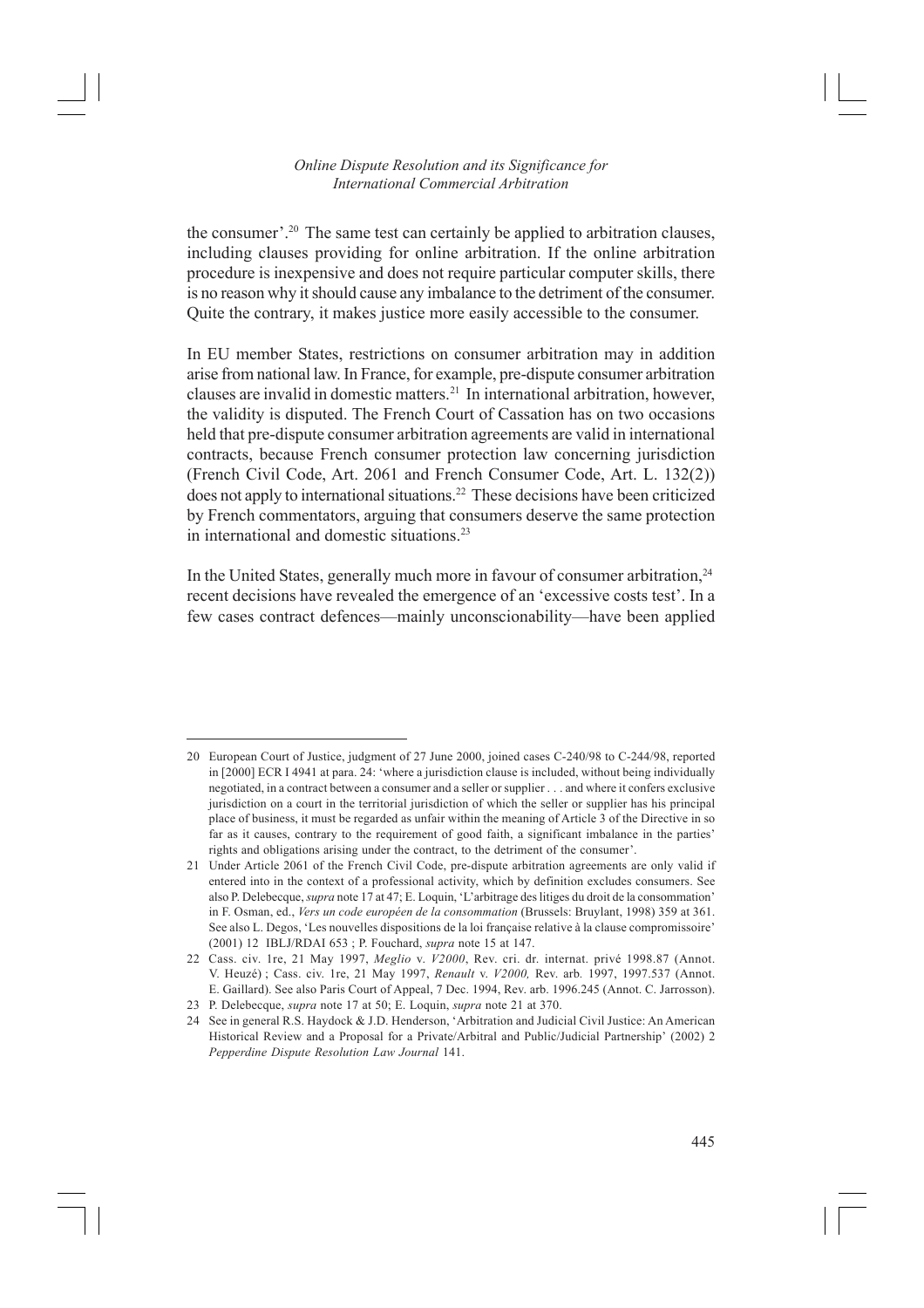the consumer'.[20] The same test can certainly be applied to arbitration clauses, including clauses providing for online arbitration. If the online arbitration procedure is inexpensive and does not require particular computer skills, there is no reason why it should cause any imbalance to the detriment of the consumer. Quite the contrary, it makes justice more easily accessible to the consumer.

In EU member States, restrictions on consumer arbitration may in addition arise from national law. In France, for example, pre-dispute consumer arbitration clauses are invalid in domestic matters.[21] In international arbitration, however, the validity is disputed. The French Court of Cassation has on two occasions held that pre-dispute consumer arbitration agreements are valid in international contracts, because French consumer protection law concerning jurisdiction (French Civil Code, Art. 2061 and French Consumer Code, Art. L. 132(2)) does not apply to international situations.[22] These decisions have been criticized by French commentators, arguing that consumers deserve the same protection in international and domestic situations.[23]

In the United States, generally much more in favour of consumer arbitration,[24] recent decisions have revealed the emergence of an 'excessive costs test'. In a few cases contract defences—mainly unconscionability—have been applied

---

20 European Court of Justice, judgment of 27 June 2000, joined cases C-240/98 to C-244/98, reported in [2000] ECR I 4941 at para. 24: 'where a jurisdiction clause is included, without being individually negotiated, in a contract between a consumer and a seller or supplier . . . and where it confers exclusive jurisdiction on a court in the territorial jurisdiction of which the seller or supplier has his principal place of business, it must be regarded as unfair within the meaning of Article 3 of the Directive in so far as it causes, contrary to the requirement of good faith, a significant imbalance in the parties' rights and obligations arising under the contract, to the detriment of the consumer'.

21 Under Article 2061 of the French Civil Code, pre-dispute arbitration agreements are only valid if entered into in the context of a professional activity, which by definition excludes consumers. See also P. Delebecque, *supra* note 17 at 47; E. Loquin, 'L'arbitrage des litiges du droit de la consommation' in F. Osman, ed., *Vers un code européen de la consommation* (Brussels: Bruylant, 1998) 359 at 361. See also L. Degos, 'Les nouvelles dispositions de la loi française relative à la clause compromissoire' (2001) 12 IBLJ/RDAI 653 ; P. Fouchard, *supra* note 15 at 147.

22 Cass. civ. 1re, 21 May 1997, *Meglio* v. *V2000*, Rev. cri. dr. internat. privé 1998.87 (Annot. V. Heuzé) ; Cass. civ. 1re, 21 May 1997, *Renault* v. *V2000,* Rev. arb. 1997, 1997.537 (Annot. E. Gaillard). See also Paris Court of Appeal, 7 Dec. 1994, Rev. arb. 1996.245 (Annot. C. Jarrosson).

23 P. Delebecque, *supra* note 17 at 50; E. Loquin, *supra* note 21 at 370.

24 See in general R.S. Haydock & J.D. Henderson, 'Arbitration and Judicial Civil Justice: An American Historical Review and a Proposal for a Private/Arbitral and Public/Judicial Partnership' (2002) 2 *Pepperdine Dispute Resolution Law Journal* 141.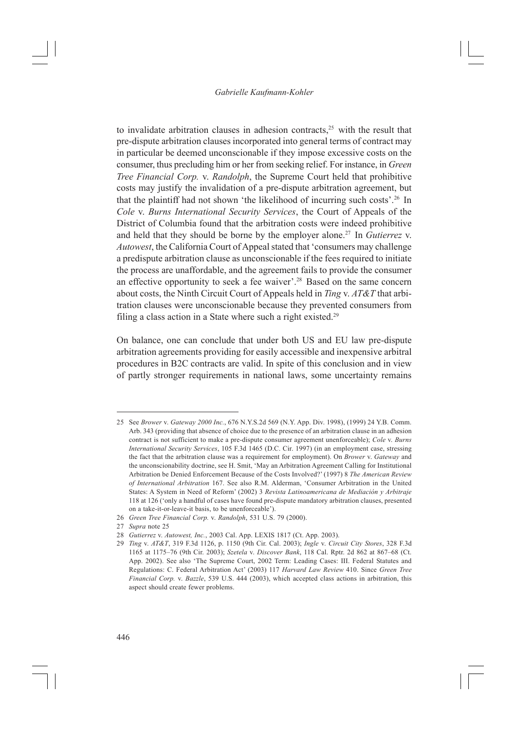to invalidate arbitration clauses in adhesion contracts,[25] with the result that pre-dispute arbitration clauses incorporated into general terms of contract may in particular be deemed unconscionable if they impose excessive costs on the consumer, thus precluding him or her from seeking relief. For instance, in *Green Tree Financial Corp.* v. *Randolph*, the Supreme Court held that prohibitive costs may justify the invalidation of a pre-dispute arbitration agreement, but that the plaintiff had not shown 'the likelihood of incurring such costs'.[26] In *Cole* v. *Burns International Security Services*, the Court of Appeals of the District of Columbia found that the arbitration costs were indeed prohibitive and held that they should be borne by the employer alone.[27] In *Gutierrez* v. *Autowest*, the California Court of Appeal stated that 'consumers may challenge a predispute arbitration clause as unconscionable if the fees required to initiate the process are unaffordable, and the agreement fails to provide the consumer an effective opportunity to seek a fee waiver'.[28] Based on the same concern about costs, the Ninth Circuit Court of Appeals held in *Ting* v. *AT&T* that arbitration clauses were unconscionable because they prevented consumers from filing a class action in a State where such a right existed.[29]

On balance, one can conclude that under both US and EU law pre-dispute arbitration agreements providing for easily accessible and inexpensive arbitral procedures in B2C contracts are valid. In spite of this conclusion and in view of partly stronger requirements in national laws, some uncertainty remains

---

25 See *Brower* v. *Gateway 2000 Inc.*, 676 N.Y.S.2d 569 (N.Y. App. Div. 1998), (1999) 24 Y.B. Comm. Arb. 343 (providing that absence of choice due to the presence of an arbitration clause in an adhesion contract is not sufficient to make a pre-dispute consumer agreement unenforceable); *Cole* v. *Burns International Security Services*, 105 F.3d 1465 (D.C. Cir. 1997) (in an employment case, stressing the fact that the arbitration clause was a requirement for employment). On *Brower* v. *Gateway* and the unconscionability doctrine, see H. Smit, 'May an Arbitration Agreement Calling for Institutional Arbitration be Denied Enforcement Because of the Costs Involved?' (1997) 8 *The American Review of International Arbitration* 167. See also R.M. Alderman, 'Consumer Arbitration in the United States: A System in Need of Reform' (2002) 3 *Revista Latinoamericana de Mediación y Arbitraje* 118 at 126 ('only a handful of cases have found pre-dispute mandatory arbitration clauses, presented on a take-it-or-leave-it basis, to be unenforceable').

26 *Green Tree Financial Corp.* v. *Randolph*, 531 U.S. 79 (2000).

27 *Supra* note 25

28 *Gutierrez* v. *Autowest, Inc.*, 2003 Cal. App. LEXIS 1817 (Ct. App. 2003).

29 *Ting* v. *AT&T*, 319 F.3d 1126, p. 1150 (9th Cir. Cal. 2003); *Ingle* v. *Circuit City Stores*, 328 F.3d 1165 at 1175–76 (9th Cir. 2003); *Szetela* v. *Discover Bank*, 118 Cal. Rptr. 2d 862 at 867–68 (Ct. App. 2002). See also 'The Supreme Court, 2002 Term: Leading Cases: III. Federal Statutes and Regulations: C. Federal Arbitration Act' (2003) 117 *Harvard Law Review* 410. Since *Green Tree Financial Corp.* v. *Bazzle*, 539 U.S. 444 (2003), which accepted class actions in arbitration, this aspect should create fewer problems.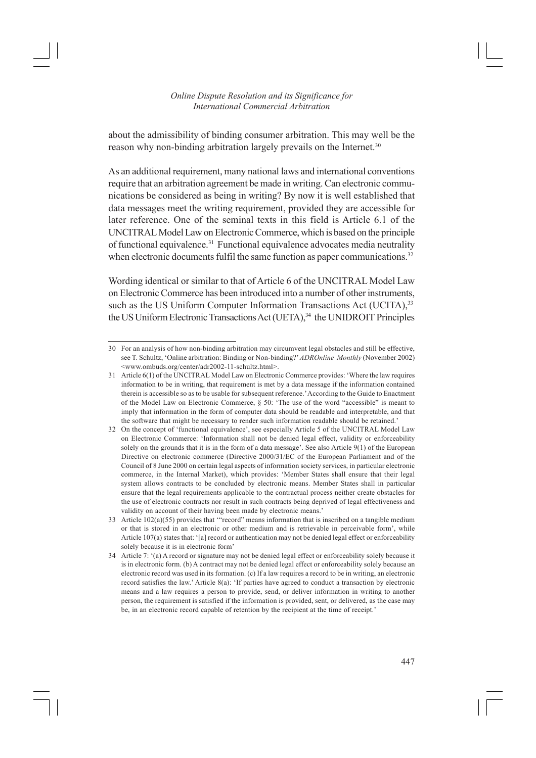about the admissibility of binding consumer arbitration. This may well be the reason why non-binding arbitration largely prevails on the Internet.[30]

As an additional requirement, many national laws and international conventions require that an arbitration agreement be made in writing. Can electronic communications be considered as being in writing? By now it is well established that data messages meet the writing requirement, provided they are accessible for later reference. One of the seminal texts in this field is Article 6.1 of the UNCITRAL Model Law on Electronic Commerce, which is based on the principle of functional equivalence.[31] Functional equivalence advocates media neutrality when electronic documents fulfil the same function as paper communications.[32]

Wording identical or similar to that of Article 6 of the UNCITRAL Model Law on Electronic Commerce has been introduced into a number of other instruments, such as the US Uniform Computer Information Transactions Act (UCITA),[33] the US Uniform Electronic Transactions Act (UETA),[34] the UNIDROIT Principles

---

30 For an analysis of how non-binding arbitration may circumvent legal obstacles and still be effective, see T. Schultz, 'Online arbitration: Binding or Non-binding?' *ADROnline Monthly* (November 2002) <www.ombuds.org/center/adr2002-11-schultz.html>.

31 Article 6(1) of the UNCITRAL Model Law on Electronic Commerce provides: 'Where the law requires information to be in writing, that requirement is met by a data message if the information contained therein is accessible so as to be usable for subsequent reference.' According to the Guide to Enactment of the Model Law on Electronic Commerce, § 50: 'The use of the word "accessible" is meant to imply that information in the form of computer data should be readable and interpretable, and that the software that might be necessary to render such information readable should be retained.'

32 On the concept of 'functional equivalence', see especially Article 5 of the UNCITRAL Model Law on Electronic Commerce: 'Information shall not be denied legal effect, validity or enforceability solely on the grounds that it is in the form of a data message'. See also Article 9(1) of the European Directive on electronic commerce (Directive 2000/31/EC of the European Parliament and of the Council of 8 June 2000 on certain legal aspects of information society services, in particular electronic commerce, in the Internal Market), which provides: 'Member States shall ensure that their legal system allows contracts to be concluded by electronic means. Member States shall in particular ensure that the legal requirements applicable to the contractual process neither create obstacles for the use of electronic contracts nor result in such contracts being deprived of legal effectiveness and validity on account of their having been made by electronic means.'

33 Article 102(a)(55) provides that '"record" means information that is inscribed on a tangible medium or that is stored in an electronic or other medium and is retrievable in perceivable form', while Article 107(a) states that: '[a] record or authentication may not be denied legal effect or enforceability solely because it is in electronic form'

34 Article 7: '(a) A record or signature may not be denied legal effect or enforceability solely because it is in electronic form. (b) A contract may not be denied legal effect or enforceability solely because an electronic record was used in its formation. (c) If a law requires a record to be in writing, an electronic record satisfies the law.' Article 8(a): 'If parties have agreed to conduct a transaction by electronic means and a law requires a person to provide, send, or deliver information in writing to another person, the requirement is satisfied if the information is provided, sent, or delivered, as the case may be, in an electronic record capable of retention by the recipient at the time of receipt.'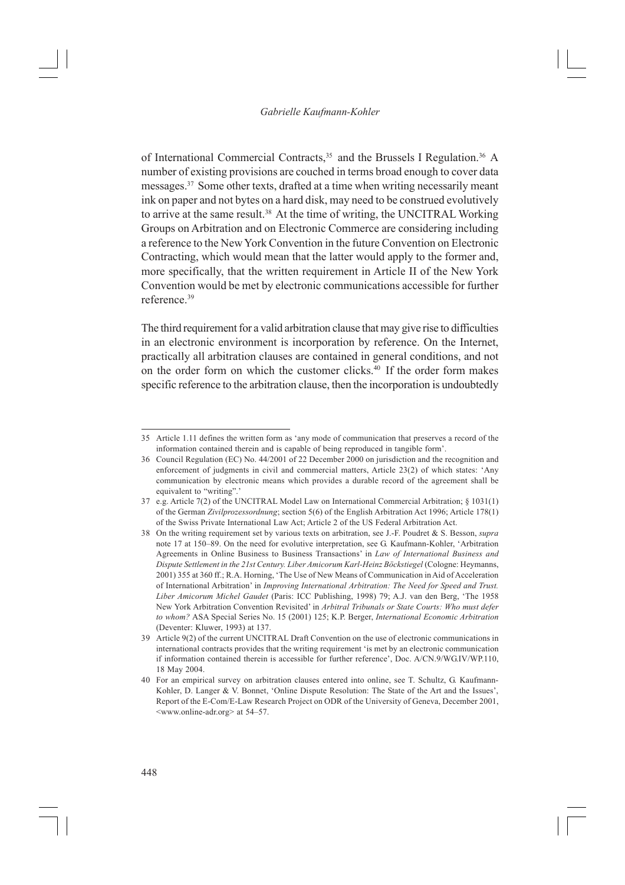of International Commercial Contracts,[35] and the Brussels I Regulation.[36] A number of existing provisions are couched in terms broad enough to cover data messages.[37] Some other texts, drafted at a time when writing necessarily meant ink on paper and not bytes on a hard disk, may need to be construed evolutively to arrive at the same result.[38] At the time of writing, the UNCITRAL Working Groups on Arbitration and on Electronic Commerce are considering including a reference to the New York Convention in the future Convention on Electronic Contracting, which would mean that the latter would apply to the former and, more specifically, that the written requirement in Article II of the New York Convention would be met by electronic communications accessible for further reference.[39]

The third requirement for a valid arbitration clause that may give rise to difficulties in an electronic environment is incorporation by reference. On the Internet, practically all arbitration clauses are contained in general conditions, and not on the order form on which the customer clicks.[40] If the order form makes specific reference to the arbitration clause, then the incorporation is undoubtedly

---

35 Article 1.11 defines the written form as 'any mode of communication that preserves a record of the information contained therein and is capable of being reproduced in tangible form'.

36 Council Regulation (EC) No. 44/2001 of 22 December 2000 on jurisdiction and the recognition and enforcement of judgments in civil and commercial matters, Article 23(2) of which states: 'Any communication by electronic means which provides a durable record of the agreement shall be equivalent to "writing".'

37 e.g. Article 7(2) of the UNCITRAL Model Law on International Commercial Arbitration; § 1031(1) of the German *Zivilprozessordnung*; section 5(6) of the English Arbitration Act 1996; Article 178(1) of the Swiss Private International Law Act; Article 2 of the US Federal Arbitration Act.

38 On the writing requirement set by various texts on arbitration, see J.-F. Poudret & S. Besson, *supra* note 17 at 150–89. On the need for evolutive interpretation, see G. Kaufmann-Kohler, 'Arbitration Agreements in Online Business to Business Transactions' in *Law of International Business and Dispute Settlement in the 21st Century. Liber Amicorum Karl-Heinz Böckstiegel* (Cologne: Heymanns, 2001) 355 at 360 ff.; R.A. Horning, 'The Use of New Means of Communication in Aid of Acceleration of International Arbitration' in *Improving International Arbitration: The Need for Speed and Trust. Liber Amicorum Michel Gaudet* (Paris: ICC Publishing, 1998) 79; A.J. van den Berg, 'The 1958 New York Arbitration Convention Revisited' in *Arbitral Tribunals or State Courts: Who must defer to whom?* ASA Special Series No. 15 (2001) 125; K.P. Berger, *International Economic Arbitration* (Deventer: Kluwer, 1993) at 137.

39 Article 9(2) of the current UNCITRAL Draft Convention on the use of electronic communications in international contracts provides that the writing requirement 'is met by an electronic communication if information contained therein is accessible for further reference', Doc. A/CN.9/WG.IV/WP.110, 18 May 2004.

40 For an empirical survey on arbitration clauses entered into online, see T. Schultz, G. Kaufmann-Kohler, D. Langer & V. Bonnet, 'Online Dispute Resolution: The State of the Art and the Issues', Report of the E-Com/E-Law Research Project on ODR of the University of Geneva, December 2001, <www.online-adr.org> at 54–57.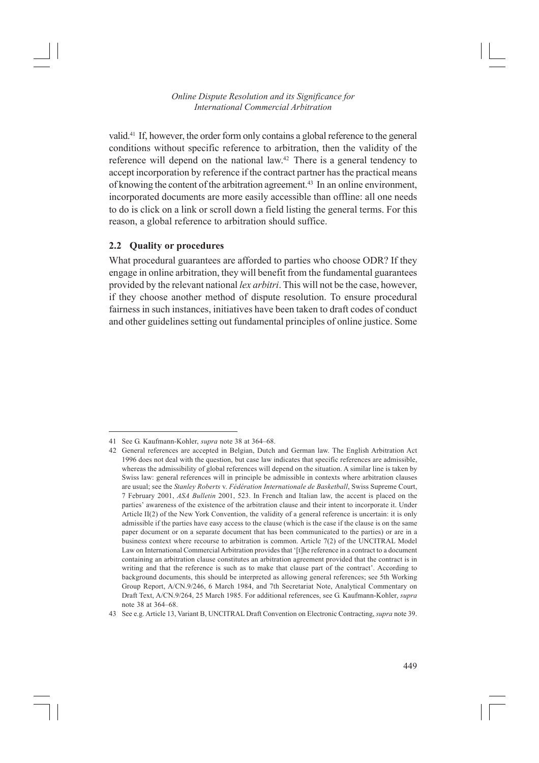valid.[41] If, however, the order form only contains a global reference to the general conditions without specific reference to arbitration, then the validity of the reference will depend on the national law.[42] There is a general tendency to accept incorporation by reference if the contract partner has the practical means of knowing the content of the arbitration agreement.[43] In an online environment, incorporated documents are more easily accessible than offline: all one needs to do is click on a link or scroll down a field listing the general terms. For this reason, a global reference to arbitration should suffice.

### 2.2 Quality or procedures

What procedural guarantees are afforded to parties who choose ODR? If they engage in online arbitration, they will benefit from the fundamental guarantees provided by the relevant national *lex arbitri*. This will not be the case, however, if they choose another method of dispute resolution. To ensure procedural fairness in such instances, initiatives have been taken to draft codes of conduct and other guidelines setting out fundamental principles of online justice. Some

---

41 See G. Kaufmann-Kohler, *supra* note 38 at 364–68.

42 General references are accepted in Belgian, Dutch and German law. The English Arbitration Act 1996 does not deal with the question, but case law indicates that specific references are admissible, whereas the admissibility of global references will depend on the situation. A similar line is taken by Swiss law: general references will in principle be admissible in contexts where arbitration clauses are usual; see the *Stanley Roberts* v. *Fédération Internationale de Basketball*, Swiss Supreme Court, 7 February 2001, *ASA Bulletin* 2001, 523. In French and Italian law, the accent is placed on the parties' awareness of the existence of the arbitration clause and their intent to incorporate it. Under Article II(2) of the New York Convention, the validity of a general reference is uncertain: it is only admissible if the parties have easy access to the clause (which is the case if the clause is on the same paper document or on a separate document that has been communicated to the parties) or are in a business context where recourse to arbitration is common. Article 7(2) of the UNCITRAL Model Law on International Commercial Arbitration provides that '[t]he reference in a contract to a document containing an arbitration clause constitutes an arbitration agreement provided that the contract is in writing and that the reference is such as to make that clause part of the contract'. According to background documents, this should be interpreted as allowing general references; see 5th Working Group Report, A/CN.9/246, 6 March 1984, and 7th Secretariat Note, Analytical Commentary on Draft Text, A/CN.9/264, 25 March 1985. For additional references, see G. Kaufmann-Kohler, *supra* note 38 at 364–68.

43 See e.g. Article 13, Variant B, UNCITRAL Draft Convention on Electronic Contracting, *supra* note 39.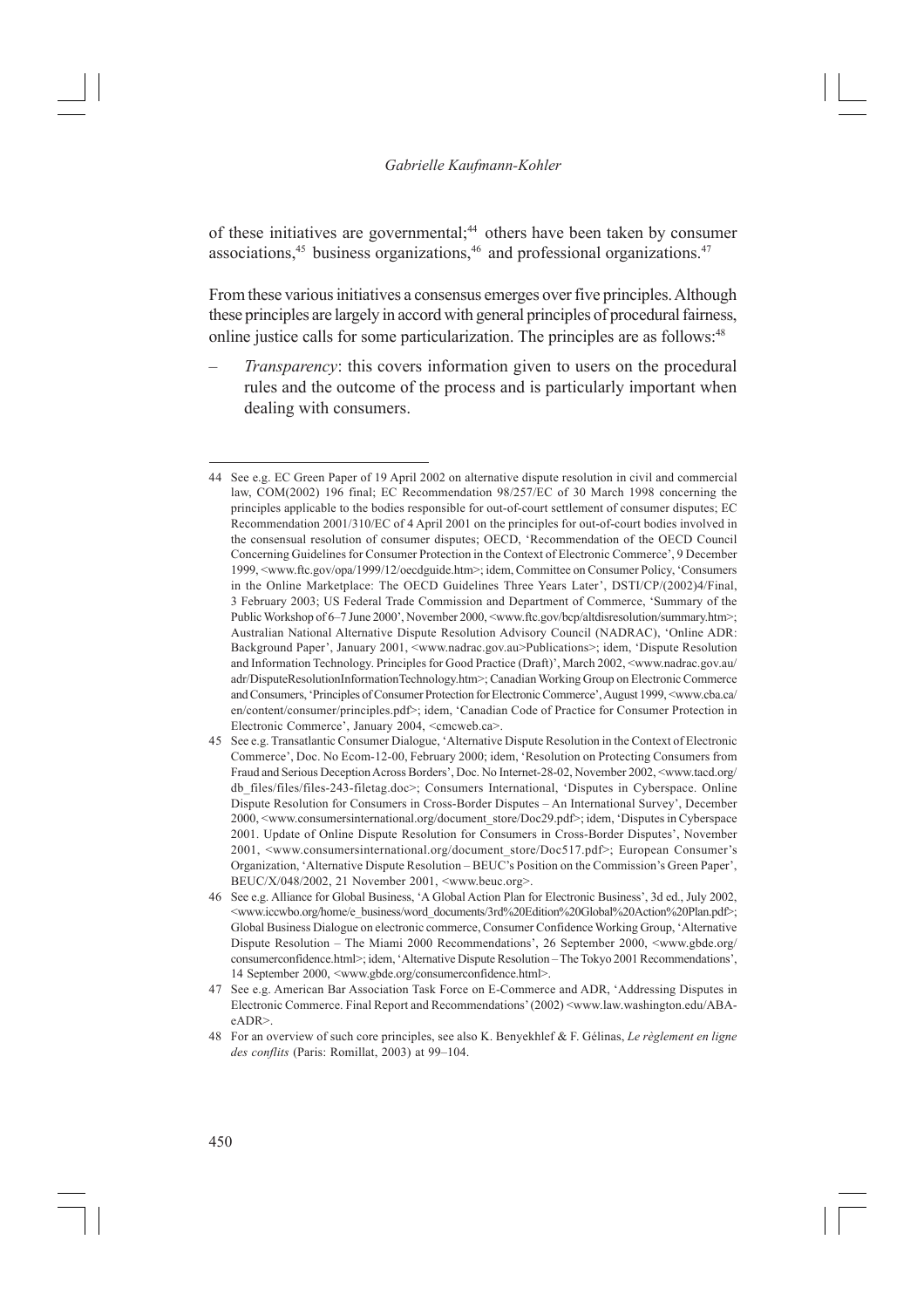of these initiatives are governmental;[44] others have been taken by consumer associations,[45] business organizations,[46] and professional organizations.[47]

From these various initiatives a consensus emerges over five principles. Although these principles are largely in accord with general principles of procedural fairness, online justice calls for some particularization. The principles are as follows:[48]

– *Transparency*: this covers information given to users on the procedural rules and the outcome of the process and is particularly important when dealing with consumers.

---

44 See e.g. EC Green Paper of 19 April 2002 on alternative dispute resolution in civil and commercial law, COM(2002) 196 final; EC Recommendation 98/257/EC of 30 March 1998 concerning the principles applicable to the bodies responsible for out-of-court settlement of consumer disputes; EC Recommendation 2001/310/EC of 4 April 2001 on the principles for out-of-court bodies involved in the consensual resolution of consumer disputes; OECD, 'Recommendation of the OECD Council Concerning Guidelines for Consumer Protection in the Context of Electronic Commerce', 9 December 1999, <www.ftc.gov/opa/1999/12/oecdguide.htm>; idem, Committee on Consumer Policy, 'Consumers in the Online Marketplace: The OECD Guidelines Three Years Later', DSTI/CP/(2002)4/Final, 3 February 2003; US Federal Trade Commission and Department of Commerce, 'Summary of the Public Workshop of 6–7 June 2000', November 2000, <www.ftc.gov/bcp/altdisresolution/summary.htm>; Australian National Alternative Dispute Resolution Advisory Council (NADRAC), 'Online ADR: Background Paper', January 2001, <www.nadrac.gov.au>Publications>; idem, 'Dispute Resolution and Information Technology. Principles for Good Practice (Draft)', March 2002, <www.nadrac.gov.au/adr/DisputeResolutionInformationTechnology.htm>; Canadian Working Group on Electronic Commerce and Consumers, 'Principles of Consumer Protection for Electronic Commerce', August 1999, <www.cba.ca/en/content/consumer/principles.pdf>; idem, 'Canadian Code of Practice for Consumer Protection in Electronic Commerce', January 2004, <cmcweb.ca>.

45 See e.g. Transatlantic Consumer Dialogue, 'Alternative Dispute Resolution in the Context of Electronic Commerce', Doc. No Ecom-12-00, February 2000; idem, 'Resolution on Protecting Consumers from Fraud and Serious Deception Across Borders', Doc. No Internet-28-02, November 2002, <www.tacd.org/db_files/files/files-243-filetag.doc>; Consumers International, 'Disputes in Cyberspace. Online Dispute Resolution for Consumers in Cross-Border Disputes – An International Survey', December 2000, <www.consumersinternational.org/document_store/Doc29.pdf>; idem, 'Disputes in Cyberspace 2001. Update of Online Dispute Resolution for Consumers in Cross-Border Disputes', November 2001, <www.consumersinternational.org/document_store/Doc517.pdf>; European Consumer's Organization, 'Alternative Dispute Resolution – BEUC's Position on the Commission's Green Paper', BEUC/X/048/2002, 21 November 2001, <www.beuc.org>.

46 See e.g. Alliance for Global Business, 'A Global Action Plan for Electronic Business', 3d ed., July 2002, <www.iccwbo.org/home/e_business/word_documents/3rd%20Edition%20Global%20Action%20Plan.pdf>; Global Business Dialogue on electronic commerce, Consumer Confidence Working Group, 'Alternative Dispute Resolution – The Miami 2000 Recommendations', 26 September 2000, <www.gbde.org/consumerconfidence.html>; idem, 'Alternative Dispute Resolution – The Tokyo 2001 Recommendations', 14 September 2000, <www.gbde.org/consumerconfidence.html>.

47 See e.g. American Bar Association Task Force on E-Commerce and ADR, 'Addressing Disputes in Electronic Commerce. Final Report and Recommendations' (2002) <www.law.washington.edu/ABA-eADR>.

48 For an overview of such core principles, see also K. Benyekhlef & F. Gélinas, *Le règlement en ligne des conflits* (Paris: Romillat, 2003) at 99–104.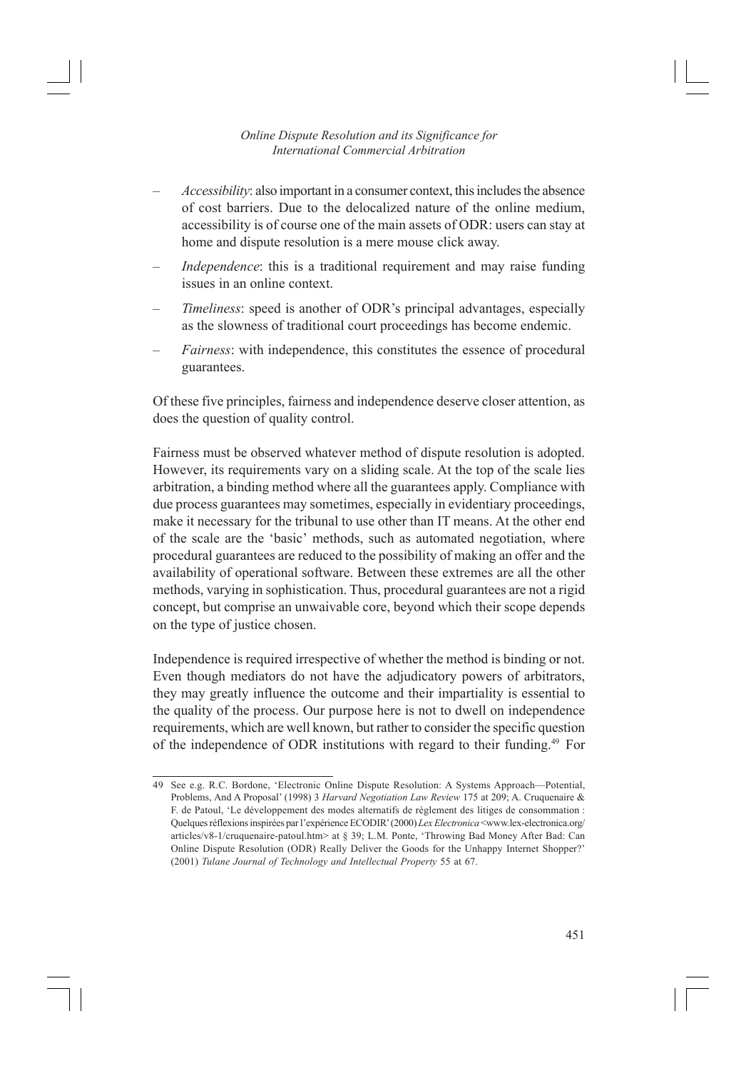- *Accessibility*: also important in a consumer context, this includes the absence of cost barriers. Due to the delocalized nature of the online medium, accessibility is of course one of the main assets of ODR: users can stay at home and dispute resolution is a mere mouse click away.
- *Independence*: this is a traditional requirement and may raise funding issues in an online context.
- *Timeliness*: speed is another of ODR's principal advantages, especially as the slowness of traditional court proceedings has become endemic.
- *Fairness*: with independence, this constitutes the essence of procedural guarantees.

Of these five principles, fairness and independence deserve closer attention, as does the question of quality control.

Fairness must be observed whatever method of dispute resolution is adopted. However, its requirements vary on a sliding scale. At the top of the scale lies arbitration, a binding method where all the guarantees apply. Compliance with due process guarantees may sometimes, especially in evidentiary proceedings, make it necessary for the tribunal to use other than IT means. At the other end of the scale are the 'basic' methods, such as automated negotiation, where procedural guarantees are reduced to the possibility of making an offer and the availability of operational software. Between these extremes are all the other methods, varying in sophistication. Thus, procedural guarantees are not a rigid concept, but comprise an unwaivable core, beyond which their scope depends on the type of justice chosen.

Independence is required irrespective of whether the method is binding or not. Even though mediators do not have the adjudicatory powers of arbitrators, they may greatly influence the outcome and their impartiality is essential to the quality of the process. Our purpose here is not to dwell on independence requirements, which are well known, but rather to consider the specific question of the independence of ODR institutions with regard to their funding.[49] For

---

49 See e.g. R.C. Bordone, 'Electronic Online Dispute Resolution: A Systems Approach—Potential, Problems, And A Proposal' (1998) 3 *Harvard Negotiation Law Review* 175 at 209; A. Cruquenaire & F. de Patoul, 'Le développement des modes alternatifs de règlement des litiges de consommation : Quelques réflexions inspirées par l'expérience ECODIR' (2000) *Lex Electronica* <www.lex-electronica.org/articles/v8-1/cruquenaire-patoul.htm> at § 39; L.M. Ponte, 'Throwing Bad Money After Bad: Can Online Dispute Resolution (ODR) Really Deliver the Goods for the Unhappy Internet Shopper?' (2001) *Tulane Journal of Technology and Intellectual Property* 55 at 67.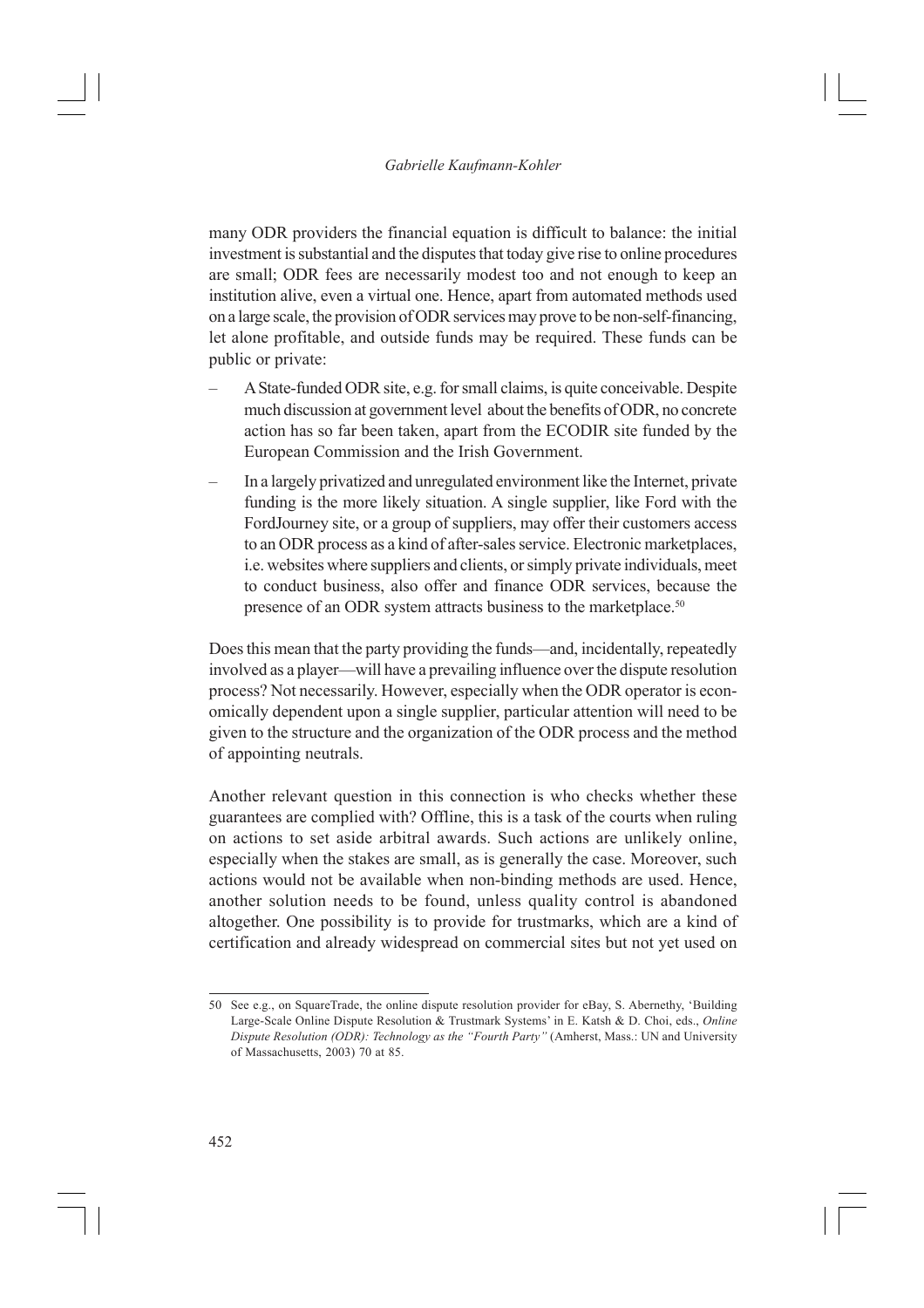many ODR providers the financial equation is difficult to balance: the initial investment is substantial and the disputes that today give rise to online procedures are small; ODR fees are necessarily modest too and not enough to keep an institution alive, even a virtual one. Hence, apart from automated methods used on a large scale, the provision of ODR services may prove to be non-self-financing, let alone profitable, and outside funds may be required. These funds can be public or private:

– A State-funded ODR site, e.g. for small claims, is quite conceivable. Despite much discussion at government level about the benefits of ODR, no concrete action has so far been taken, apart from the ECODIR site funded by the European Commission and the Irish Government.

– In a largely privatized and unregulated environment like the Internet, private funding is the more likely situation. A single supplier, like Ford with the FordJourney site, or a group of suppliers, may offer their customers access to an ODR process as a kind of after-sales service. Electronic marketplaces, i.e. websites where suppliers and clients, or simply private individuals, meet to conduct business, also offer and finance ODR services, because the presence of an ODR system attracts business to the marketplace.[50]

Does this mean that the party providing the funds—and, incidentally, repeatedly involved as a player—will have a prevailing influence over the dispute resolution process? Not necessarily. However, especially when the ODR operator is economically dependent upon a single supplier, particular attention will need to be given to the structure and the organization of the ODR process and the method of appointing neutrals.

Another relevant question in this connection is who checks whether these guarantees are complied with? Offline, this is a task of the courts when ruling on actions to set aside arbitral awards. Such actions are unlikely online, especially when the stakes are small, as is generally the case. Moreover, such actions would not be available when non-binding methods are used. Hence, another solution needs to be found, unless quality control is abandoned altogether. One possibility is to provide for trustmarks, which are a kind of certification and already widespread on commercial sites but not yet used on

---

50 See e.g., on SquareTrade, the online dispute resolution provider for eBay, S. Abernethy, 'Building Large-Scale Online Dispute Resolution & Trustmark Systems' in E. Katsh & D. Choi, eds., *Online Dispute Resolution (ODR): Technology as the "Fourth Party"* (Amherst, Mass.: UN and University of Massachusetts, 2003) 70 at 85.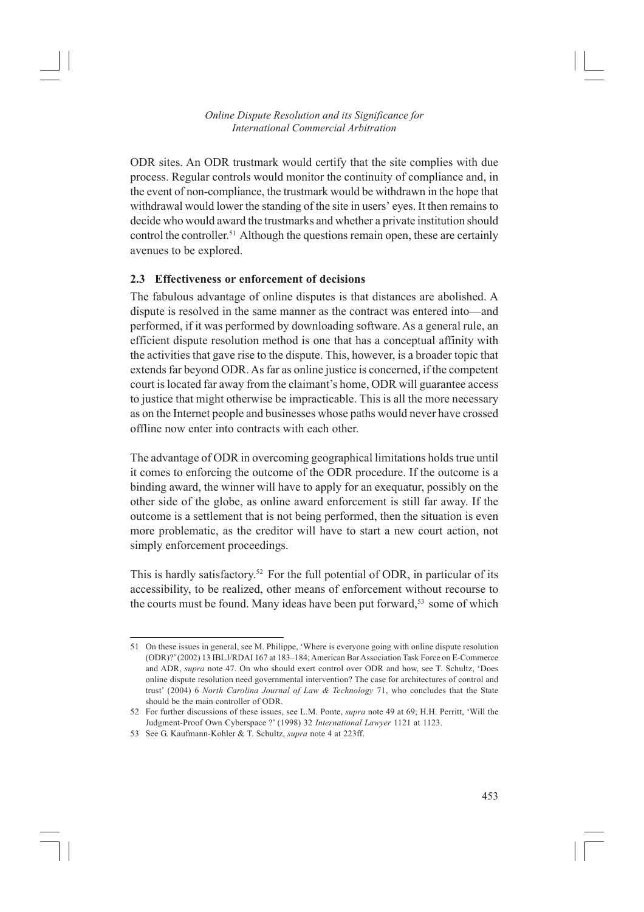ODR sites. An ODR trustmark would certify that the site complies with due process. Regular controls would monitor the continuity of compliance and, in the event of non-compliance, the trustmark would be withdrawn in the hope that withdrawal would lower the standing of the site in users' eyes. It then remains to decide who would award the trustmarks and whether a private institution should control the controller.[51] Although the questions remain open, these are certainly avenues to be explored.

## 2.3 Effectiveness or enforcement of decisions

The fabulous advantage of online disputes is that distances are abolished. A dispute is resolved in the same manner as the contract was entered into—and performed, if it was performed by downloading software. As a general rule, an efficient dispute resolution method is one that has a conceptual affinity with the activities that gave rise to the dispute. This, however, is a broader topic that extends far beyond ODR. As far as online justice is concerned, if the competent court is located far away from the claimant's home, ODR will guarantee access to justice that might otherwise be impracticable. This is all the more necessary as on the Internet people and businesses whose paths would never have crossed offline now enter into contracts with each other.

The advantage of ODR in overcoming geographical limitations holds true until it comes to enforcing the outcome of the ODR procedure. If the outcome is a binding award, the winner will have to apply for an exequatur, possibly on the other side of the globe, as online award enforcement is still far away. If the outcome is a settlement that is not being performed, then the situation is even more problematic, as the creditor will have to start a new court action, not simply enforcement proceedings.

This is hardly satisfactory.[52] For the full potential of ODR, in particular of its accessibility, to be realized, other means of enforcement without recourse to the courts must be found. Many ideas have been put forward,[53] some of which

---

51 On these issues in general, see M. Philippe, 'Where is everyone going with online dispute resolution (ODR)?' (2002) 13 IBLJ/RDAI 167 at 183–184; American Bar Association Task Force on E-Commerce and ADR, *supra* note 47. On who should exert control over ODR and how, see T. Schultz, 'Does online dispute resolution need governmental intervention? The case for architectures of control and trust' (2004) 6 *North Carolina Journal of Law & Technology* 71, who concludes that the State should be the main controller of ODR.

52 For further discussions of these issues, see L.M. Ponte, *supra* note 49 at 69; H.H. Perritt, 'Will the Judgment-Proof Own Cyberspace ?' (1998) 32 *International Lawyer* 1121 at 1123.

53 See G. Kaufmann-Kohler & T. Schultz, *supra* note 4 at 223ff.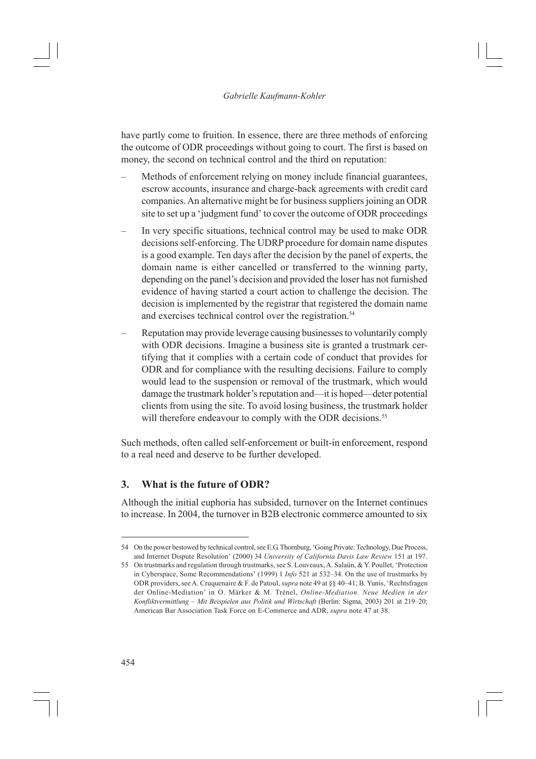have partly come to fruition. In essence, there are three methods of enforcing the outcome of ODR proceedings without going to court. The first is based on money, the second on technical control and the third on reputation:

– Methods of enforcement relying on money include financial guarantees, escrow accounts, insurance and charge-back agreements with credit card companies. An alternative might be for business suppliers joining an ODR site to set up a 'judgment fund' to cover the outcome of ODR proceedings

– In very specific situations, technical control may be used to make ODR decisions self-enforcing. The UDRP procedure for domain name disputes is a good example. Ten days after the decision by the panel of experts, the domain name is either cancelled or transferred to the winning party, depending on the panel's decision and provided the loser has not furnished evidence of having started a court action to challenge the decision. The decision is implemented by the registrar that registered the domain name and exercises technical control over the registration.[54]

– Reputation may provide leverage causing businesses to voluntarily comply with ODR decisions. Imagine a business site is granted a trustmark certifying that it complies with a certain code of conduct that provides for ODR and for compliance with the resulting decisions. Failure to comply would lead to the suspension or removal of the trustmark, which would damage the trustmark holder's reputation and—it is hoped—deter potential clients from using the site. To avoid losing business, the trustmark holder will therefore endeavour to comply with the ODR decisions.[55]

Such methods, often called self-enforcement or built-in enforcement, respond to a real need and deserve to be further developed.

## 3. What is the future of ODR?

Although the initial euphoria has subsided, turnover on the Internet continues to increase. In 2004, the turnover in B2B electronic commerce amounted to six

---

54 On the power bestowed by technical control, see E.G. Thornburg, 'Going Private: Technology, Due Process, and Internet Dispute Resolution' (2000) 34 *University of California Davis Law Review* 151 at 197.

55 On trustmarks and regulation through trustmarks, see S. Louveaux, A. Salaün, & Y. Poullet, 'Protection in Cyberspace, Some Recommendations' (1999) 1 *Info* 521 at 532–34. On the use of trustmarks by ODR providers, see A. Cruquenaire & F. de Patoul, *supra* note 49 at §§ 40–41; B. Yunis, 'Rechtsfragen der Online-Mediation' in O. Märker & M. Trénel, *Online-Mediation. Neue Medien in der Konfliktvermittlung – Mit Beispielen aus Politik und Wirtschaft* (Berlin: Sigma, 2003) 201 at 219–20; American Bar Association Task Force on E-Commerce and ADR, *supra* note 47 at 38.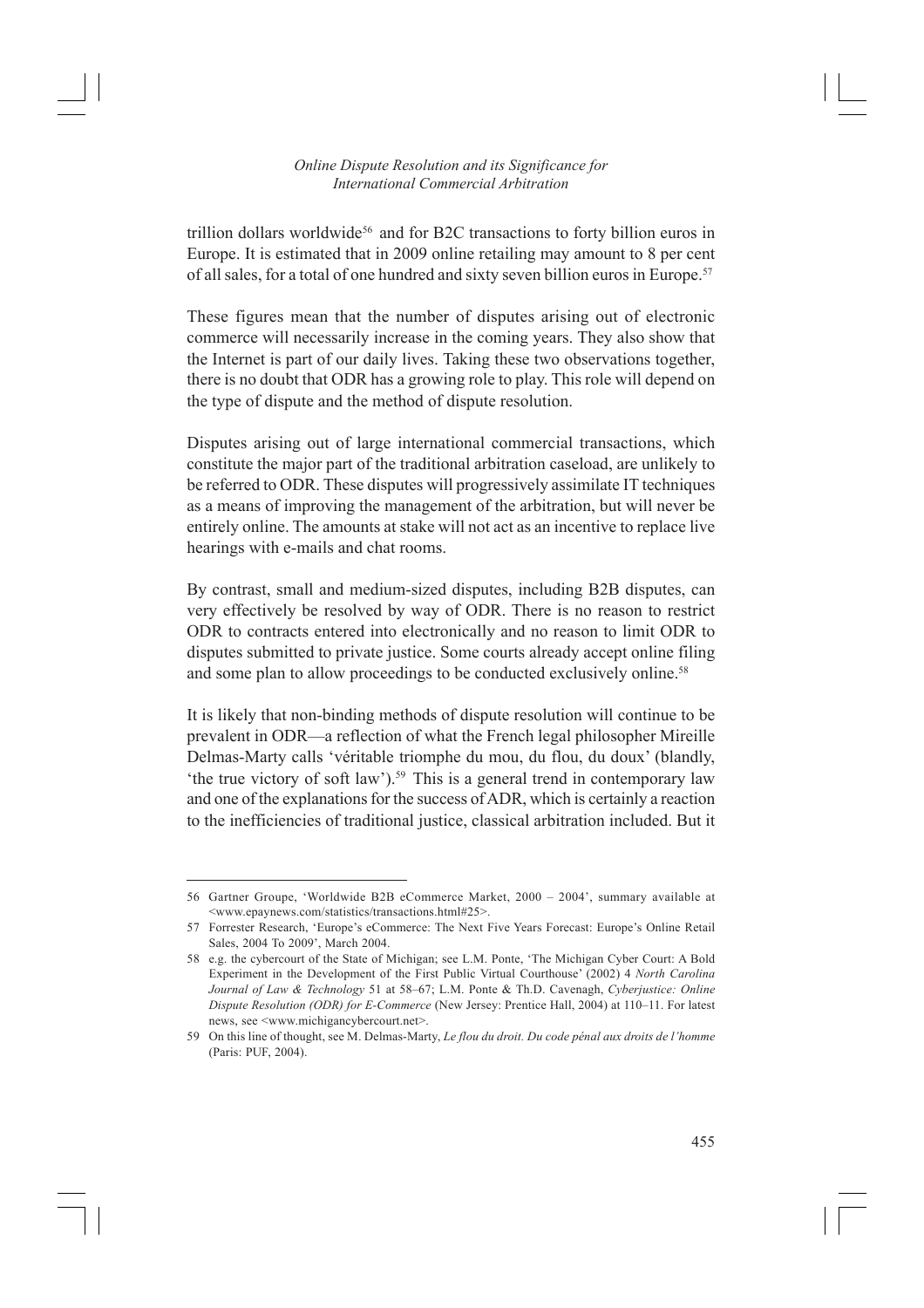trillion dollars worldwide[56] and for B2C transactions to forty billion euros in Europe. It is estimated that in 2009 online retailing may amount to 8 per cent of all sales, for a total of one hundred and sixty seven billion euros in Europe.[57]

These figures mean that the number of disputes arising out of electronic commerce will necessarily increase in the coming years. They also show that the Internet is part of our daily lives. Taking these two observations together, there is no doubt that ODR has a growing role to play. This role will depend on the type of dispute and the method of dispute resolution.

Disputes arising out of large international commercial transactions, which constitute the major part of the traditional arbitration caseload, are unlikely to be referred to ODR. These disputes will progressively assimilate IT techniques as a means of improving the management of the arbitration, but will never be entirely online. The amounts at stake will not act as an incentive to replace live hearings with e-mails and chat rooms.

By contrast, small and medium-sized disputes, including B2B disputes, can very effectively be resolved by way of ODR. There is no reason to restrict ODR to contracts entered into electronically and no reason to limit ODR to disputes submitted to private justice. Some courts already accept online filing and some plan to allow proceedings to be conducted exclusively online.[58]

It is likely that non-binding methods of dispute resolution will continue to be prevalent in ODR—a reflection of what the French legal philosopher Mireille Delmas-Marty calls 'véritable triomphe du mou, du flou, du doux' (blandly, 'the true victory of soft law').[59] This is a general trend in contemporary law and one of the explanations for the success of ADR, which is certainly a reaction to the inefficiencies of traditional justice, classical arbitration included. But it

---

56 Gartner Groupe, 'Worldwide B2B eCommerce Market, 2000 – 2004', summary available at <www.epaynews.com/statistics/transactions.html#25>.

57 Forrester Research, 'Europe's eCommerce: The Next Five Years Forecast: Europe's Online Retail Sales, 2004 To 2009', March 2004.

58 e.g. the cybercourt of the State of Michigan; see L.M. Ponte, 'The Michigan Cyber Court: A Bold Experiment in the Development of the First Public Virtual Courthouse' (2002) 4 *North Carolina Journal of Law & Technology* 51 at 58–67; L.M. Ponte & Th.D. Cavenagh, *Cyberjustice: Online Dispute Resolution (ODR) for E-Commerce* (New Jersey: Prentice Hall, 2004) at 110–11. For latest news, see <www.michigancybercourt.net>.

59 On this line of thought, see M. Delmas-Marty, *Le flou du droit. Du code pénal aux droits de l'homme* (Paris: PUF, 2004).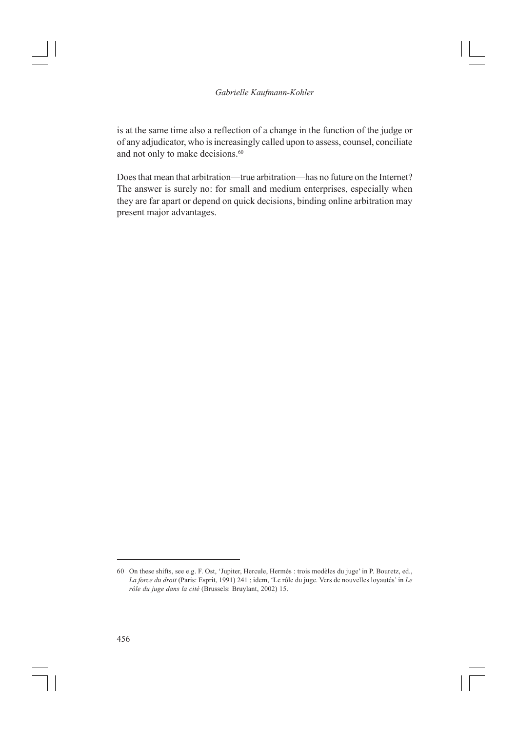is at the same time also a reflection of a change in the function of the judge or of any adjudicator, who is increasingly called upon to assess, counsel, conciliate and not only to make decisions.[60]

Does that mean that arbitration—true arbitration—has no future on the Internet? The answer is surely no: for small and medium enterprises, especially when they are far apart or depend on quick decisions, binding online arbitration may present major advantages.

---

60 On these shifts, see e.g. F. Ost, 'Jupiter, Hercule, Hermès : trois modèles du juge' in P. Bouretz, ed., *La force du droit* (Paris: Esprit, 1991) 241 ; idem, 'Le rôle du juge. Vers de nouvelles loyautés' in *Le rôle du juge dans la cité* (Brussels: Bruylant, 2002) 15.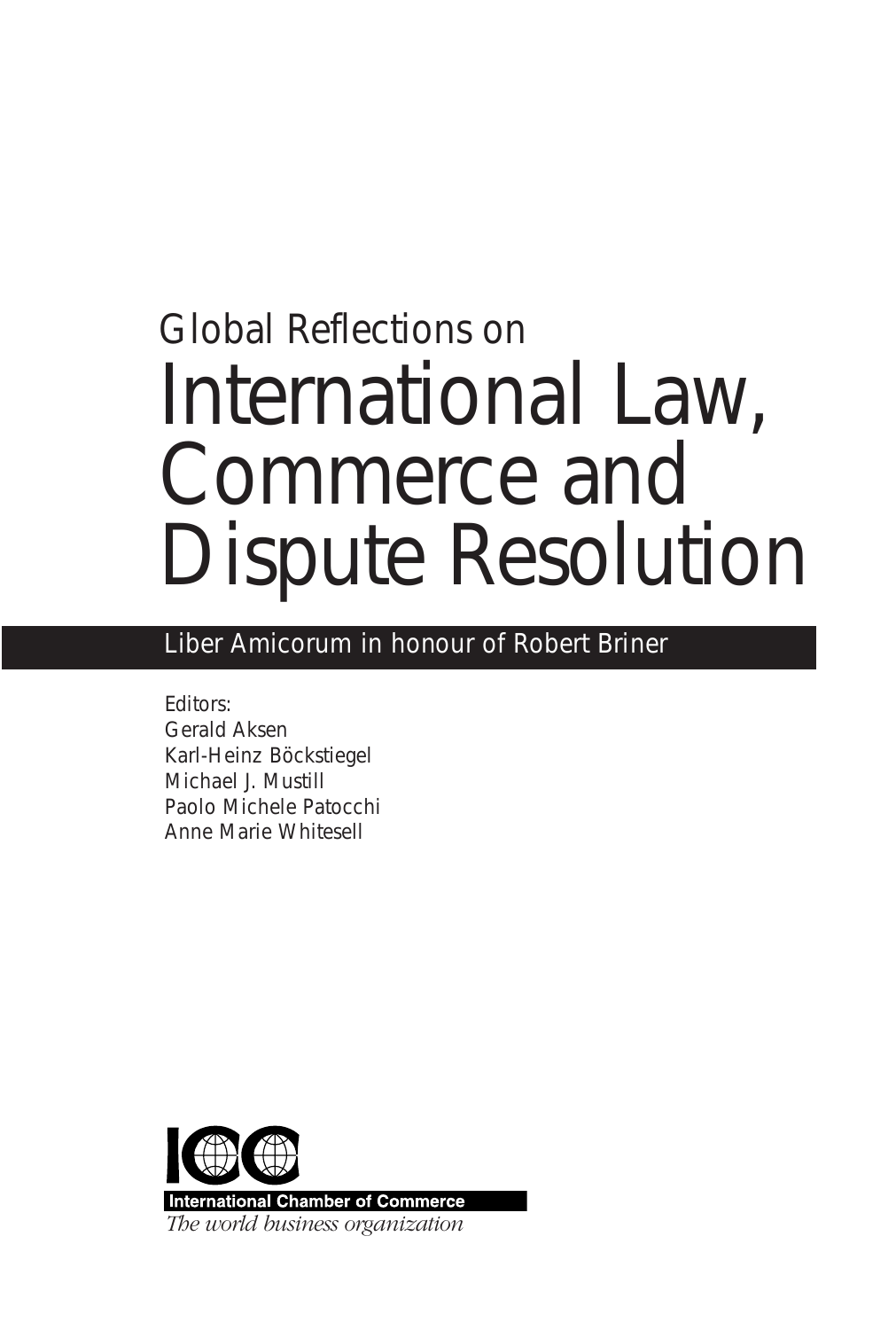Global Reflections on

# International Law, Commerce and Dispute Resolution

## Liber Amicorum in honour of Robert Briner

Editors:
Gerald Aksen
Karl-Heinz Böckstiegel
Michael J. Mustill
Paolo Michele Patocchi
Anne Marie Whitesell

ICC

**International Chamber of Commerce**

*The world business organization*